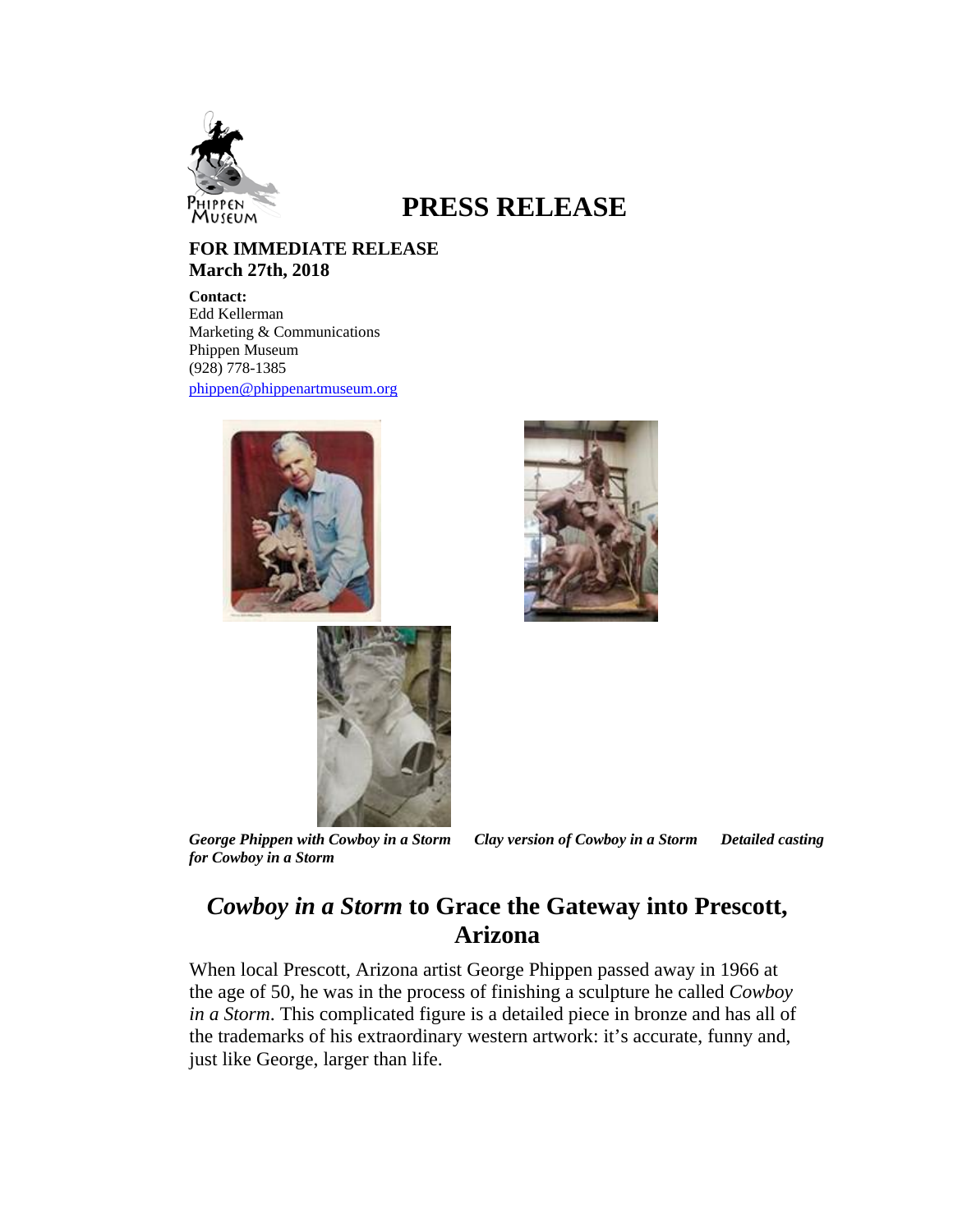# PRESS RELEASE

**FOR IMMEDIATE RELEASE**
**March 27th, 2018**

**Contact:**
Edd Kellerman
Marketing & Communications
Phippen Museum
(928) 778-1385
phippen@phippenartmuseum.org

***George Phippen with Cowboy in a Storm*** ***Clay version of Cowboy in a Storm*** ***Detailed casting for Cowboy in a Storm***

## *Cowboy in a Storm* to Grace the Gateway into Prescott, Arizona

When local Prescott, Arizona artist George Phippen passed away in 1966 at the age of 50, he was in the process of finishing a sculpture he called *Cowboy in a Storm*. This complicated figure is a detailed piece in bronze and has all of the trademarks of his extraordinary western artwork: it's accurate, funny and, just like George, larger than life.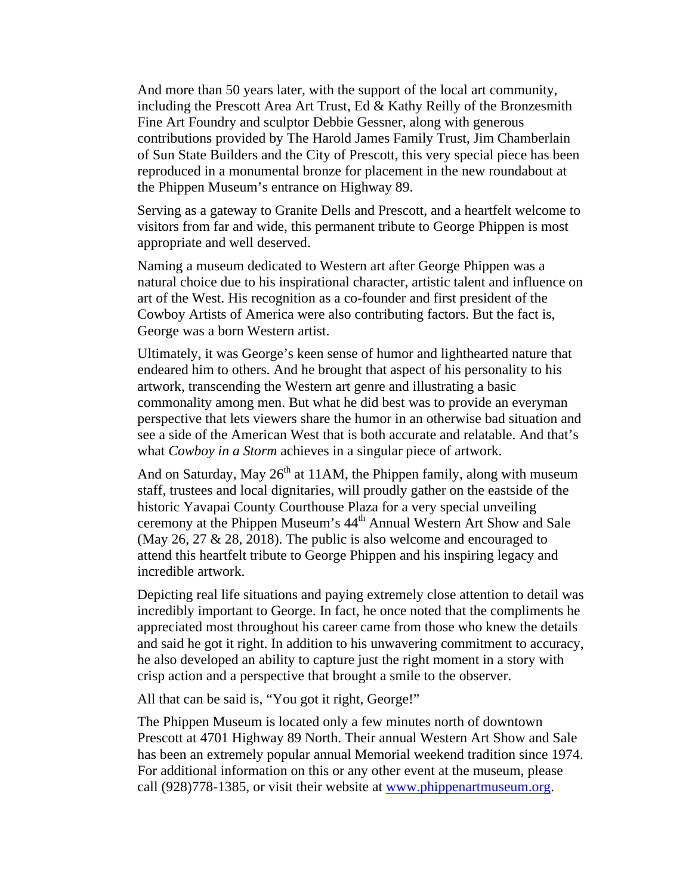And more than 50 years later, with the support of the local art community, including the Prescott Area Art Trust, Ed & Kathy Reilly of the Bronzesmith Fine Art Foundry and sculptor Debbie Gessner, along with generous contributions provided by The Harold James Family Trust, Jim Chamberlain of Sun State Builders and the City of Prescott, this very special piece has been reproduced in a monumental bronze for placement in the new roundabout at the Phippen Museum's entrance on Highway 89.

Serving as a gateway to Granite Dells and Prescott, and a heartfelt welcome to visitors from far and wide, this permanent tribute to George Phippen is most appropriate and well deserved.

Naming a museum dedicated to Western art after George Phippen was a natural choice due to his inspirational character, artistic talent and influence on art of the West. His recognition as a co-founder and first president of the Cowboy Artists of America were also contributing factors. But the fact is, George was a born Western artist.

Ultimately, it was George's keen sense of humor and lighthearted nature that endeared him to others. And he brought that aspect of his personality to his artwork, transcending the Western art genre and illustrating a basic commonality among men. But what he did best was to provide an everyman perspective that lets viewers share the humor in an otherwise bad situation and see a side of the American West that is both accurate and relatable. And that's what *Cowboy in a Storm* achieves in a singular piece of artwork.

And on Saturday, May 26th at 11AM, the Phippen family, along with museum staff, trustees and local dignitaries, will proudly gather on the eastside of the historic Yavapai County Courthouse Plaza for a very special unveiling ceremony at the Phippen Museum's 44th Annual Western Art Show and Sale (May 26, 27 & 28, 2018). The public is also welcome and encouraged to attend this heartfelt tribute to George Phippen and his inspiring legacy and incredible artwork.

Depicting real life situations and paying extremely close attention to detail was incredibly important to George. In fact, he once noted that the compliments he appreciated most throughout his career came from those who knew the details and said he got it right. In addition to his unwavering commitment to accuracy, he also developed an ability to capture just the right moment in a story with crisp action and a perspective that brought a smile to the observer.

All that can be said is, "You got it right, George!"

The Phippen Museum is located only a few minutes north of downtown Prescott at 4701 Highway 89 North. Their annual Western Art Show and Sale has been an extremely popular annual Memorial weekend tradition since 1974. For additional information on this or any other event at the museum, please call (928)778-1385, or visit their website at [www.phippenartmuseum.org](http://www.phippenartmuseum.org).